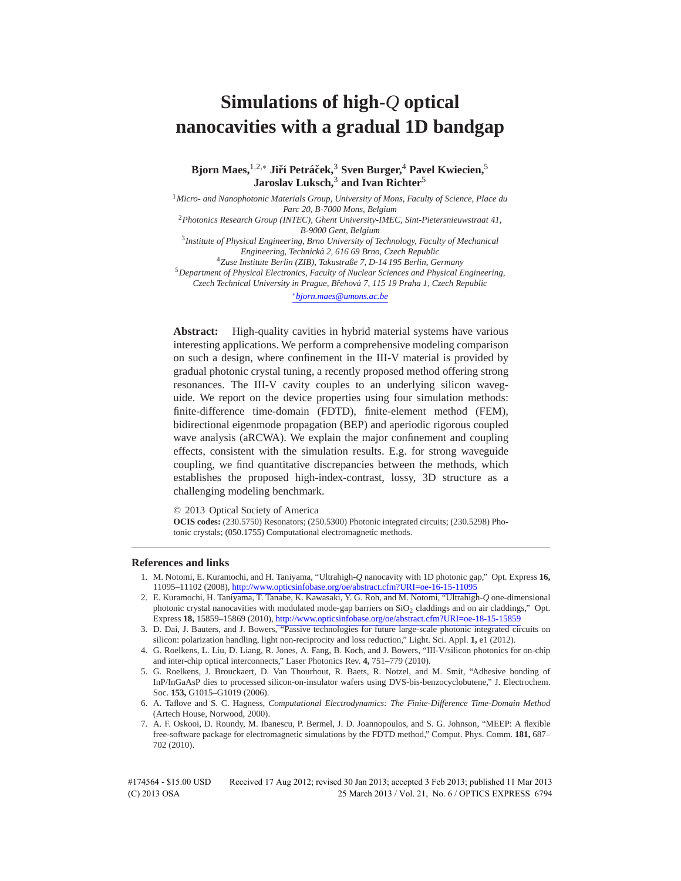# Simulations of high-$Q$ optical nanocavities with a gradual 1D bandgap

**Bjorn Maes,**[1,2,*] **Jiří Petráček,**[3] **Sven Burger,**[4] **Pavel Kwiecien,**[5] **Jaroslav Luksch,**[3] **and Ivan Richter**[5]

[1]*Micro- and Nanophotonic Materials Group, University of Mons, Faculty of Science, Place du Parc 20, B-7000 Mons, Belgium*

[2]*Photonics Research Group (INTEC), Ghent University-IMEC, Sint-Pietersnieuwstraat 41, B-9000 Gent, Belgium*

[3]*Institute of Physical Engineering, Brno University of Technology, Faculty of Mechanical Engineering, Technická 2, 616 69 Brno, Czech Republic*

[4]*Zuse Institute Berlin (ZIB), Takustraße 7, D-14 195 Berlin, Germany*

[5]*Department of Physical Electronics, Faculty of Nuclear Sciences and Physical Engineering, Czech Technical University in Prague, Břehová 7, 115 19 Praha 1, Czech Republic*

[*]*bjorn.maes@umons.ac.be*

**Abstract:** High-quality cavities in hybrid material systems have various interesting applications. We perform a comprehensive modeling comparison on such a design, where confinement in the III-V material is provided by gradual photonic crystal tuning, a recently proposed method offering strong resonances. The III-V cavity couples to an underlying silicon waveguide. We report on the device properties using four simulation methods: finite-difference time-domain (FDTD), finite-element method (FEM), bidirectional eigenmode propagation (BEP) and aperiodic rigorous coupled wave analysis (aRCWA). We explain the major confinement and coupling effects, consistent with the simulation results. E.g. for strong waveguide coupling, we find quantitative discrepancies between the methods, which establishes the proposed high-index-contrast, lossy, 3D structure as a challenging modeling benchmark.

© 2013 Optical Society of America

**OCIS codes:** (230.5750) Resonators; (250.5300) Photonic integrated circuits; (230.5298) Photonic crystals; (050.1755) Computational electromagnetic methods.

## References and links

1. M. Notomi, E. Kuramochi, and H. Taniyama, "Ultrahigh-$Q$ nanocavity with 1D photonic gap," Opt. Express **16,** 11095–11102 (2008), http://www.opticsinfobase.org/oe/abstract.cfm?URI=oe-16-15-11095
2. E. Kuramochi, H. Taniyama, T. Tanabe, K. Kawasaki, Y. G. Roh, and M. Notomi, "Ultrahigh-$Q$ one-dimensional photonic crystal nanocavities with modulated mode-gap barriers on $SiO_2$ claddings and on air claddings," Opt. Express **18,** 15859–15869 (2010), http://www.opticsinfobase.org/oe/abstract.cfm?URI=oe-18-15-15859
3. D. Dai, J. Bauters, and J. Bowers, "Passive technologies for future large-scale photonic integrated circuits on silicon: polarization handling, light non-reciprocity and loss reduction," Light. Sci. Appl. **1,** e1 (2012).
4. G. Roelkens, L. Liu, D. Liang, R. Jones, A. Fang, B. Koch, and J. Bowers, "III-V/silicon photonics for on-chip and inter-chip optical interconnects," Laser Photonics Rev. **4,** 751–779 (2010).
5. G. Roelkens, J. Brouckaert, D. Van Thourhout, R. Baets, R. Notzel, and M. Smit, "Adhesive bonding of InP/InGaAsP dies to processed silicon-on-insulator wafers using DVS-bis-benzocyclobutene," J. Electrochem. Soc. **153,** G1015–G1019 (2006).
6. A. Taflove and S. C. Hagness, *Computational Electrodynamics: The Finite-Difference Time-Domain Method* (Artech House, Norwood, 2000).
7. A. F. Oskooi, D. Roundy, M. Ibanescu, P. Bermel, J. D. Joannopoulos, and S. G. Johnson, "MEEP: A flexible free-software package for electromagnetic simulations by the FDTD method," Comput. Phys. Comm. **181,** 687–702 (2010).

#174564 - $15.00 USD Received 17 Aug 2012; revised 30 Jan 2013; accepted 3 Feb 2013; published 11 Mar 2013
(C) 2013 OSA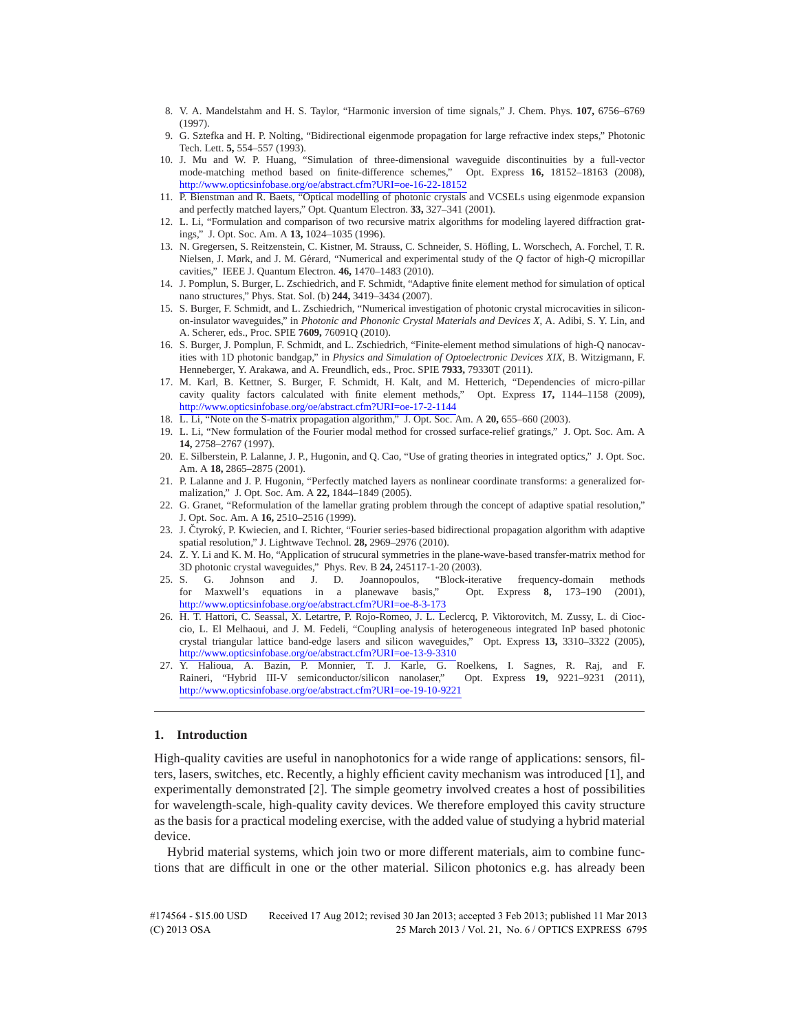8. V. A. Mandelstahm and H. S. Taylor, "Harmonic inversion of time signals," J. Chem. Phys. **107,** 6756–6769 (1997).
9. G. Sztefka and H. P. Nolting, "Bidirectional eigenmode propagation for large refractive index steps," Photonic Tech. Lett. **5,** 554–557 (1993).
10. J. Mu and W. P. Huang, "Simulation of three-dimensional waveguide discontinuities by a full-vector mode-matching method based on finite-difference schemes," Opt. Express **16,** 18152–18163 (2008), http://www.opticsinfobase.org/oe/abstract.cfm?URI=oe-16-22-18152
11. P. Bienstman and R. Baets, "Optical modelling of photonic crystals and VCSELs using eigenmode expansion and perfectly matched layers," Opt. Quantum Electron. **33,** 327–341 (2001).
12. L. Li, "Formulation and comparison of two recursive matrix algorithms for modeling layered diffraction gratings," J. Opt. Soc. Am. A **13,** 1024–1035 (1996).
13. N. Gregersen, S. Reitzenstein, C. Kistner, M. Strauss, C. Schneider, S. Höfling, L. Worschech, A. Forchel, T. R. Nielsen, J. Mørk, and J. M. Gérard, "Numerical and experimental study of the *Q* factor of high-*Q* micropillar cavities," IEEE J. Quantum Electron. **46,** 1470–1483 (2010).
14. J. Pomplun, S. Burger, L. Zschiedrich, and F. Schmidt, "Adaptive finite element method for simulation of optical nano structures," Phys. Stat. Sol. (b) **244,** 3419–3434 (2007).
15. S. Burger, F. Schmidt, and L. Zschiedrich, "Numerical investigation of photonic crystal microcavities in silicon-on-insulator waveguides," in *Photonic and Phononic Crystal Materials and Devices X*, A. Adibi, S. Y. Lin, and A. Scherer, eds., Proc. SPIE **7609,** 76091Q (2010).
16. S. Burger, J. Pomplun, F. Schmidt, and L. Zschiedrich, "Finite-element method simulations of high-Q nanocavities with 1D photonic bandgap," in *Physics and Simulation of Optoelectronic Devices XIX*, B. Witzigmann, F. Henneberger, Y. Arakawa, and A. Freundlich, eds., Proc. SPIE **7933,** 79330T (2011).
17. M. Karl, B. Kettner, S. Burger, F. Schmidt, H. Kalt, and M. Hetterich, "Dependencies of micro-pillar cavity quality factors calculated with finite element methods," Opt. Express **17,** 1144–1158 (2009), http://www.opticsinfobase.org/oe/abstract.cfm?URI=oe-17-2-1144
18. L. Li, "Note on the S-matrix propagation algorithm," J. Opt. Soc. Am. A **20,** 655–660 (2003).
19. L. Li, "New formulation of the Fourier modal method for crossed surface-relief gratings," J. Opt. Soc. Am. A **14,** 2758–2767 (1997).
20. E. Silberstein, P. Lalanne, J. P., Hugonin, and Q. Cao, "Use of grating theories in integrated optics," J. Opt. Soc. Am. A **18,** 2865–2875 (2001).
21. P. Lalanne and J. P. Hugonin, "Perfectly matched layers as nonlinear coordinate transforms: a generalized formalization," J. Opt. Soc. Am. A **22,** 1844–1849 (2005).
22. G. Granet, "Reformulation of the lamellar grating problem through the concept of adaptive spatial resolution," J. Opt. Soc. Am. A **16,** 2510–2516 (1999).
23. J. Čtyroký, P. Kwiecien, and I. Richter, "Fourier series-based bidirectional propagation algorithm with adaptive spatial resolution," J. Lightwave Technol. **28,** 2969–2976 (2010).
24. Z. Y. Li and K. M. Ho, "Application of strucural symmetries in the plane-wave-based transfer-matrix method for 3D photonic crystal waveguides," Phys. Rev. B **24,** 245117-1-20 (2003).
25. S. G. Johnson and J. D. Joannopoulos, "Block-iterative frequency-domain methods for Maxwell's equations in a planewave basis," Opt. Express **8,** 173–190 (2001), http://www.opticsinfobase.org/oe/abstract.cfm?URI=oe-8-3-173
26. H. T. Hattori, C. Seassal, X. Letartre, P. Rojo-Romeo, J. L. Leclercq, P. Viktorovitch, M. Zussy, L. di Cioccio, L. El Melhaoui, and J. M. Fedeli, "Coupling analysis of heterogeneous integrated InP based photonic crystal triangular lattice band-edge lasers and silicon waveguides," Opt. Express **13,** 3310–3322 (2005), http://www.opticsinfobase.org/oe/abstract.cfm?URI=oe-13-9-3310
27. Y. Halioua, A. Bazin, P. Monnier, T. J. Karle, G. Roelkens, I. Sagnes, R. Raj, and F. Raineri, "Hybrid III-V semiconductor/silicon nanolaser," Opt. Express **19,** 9221–9231 (2011), http://www.opticsinfobase.org/oe/abstract.cfm?URI=oe-19-10-9221

## 1. Introduction

High-quality cavities are useful in nanophotonics for a wide range of applications: sensors, filters, lasers, switches, etc. Recently, a highly efficient cavity mechanism was introduced [1], and experimentally demonstrated [2]. The simple geometry involved creates a host of possibilities for wavelength-scale, high-quality cavity devices. We therefore employed this cavity structure as the basis for a practical modeling exercise, with the added value of studying a hybrid material device.

Hybrid material systems, which join two or more different materials, aim to combine functions that are difficult in one or the other material. Silicon photonics e.g. has already been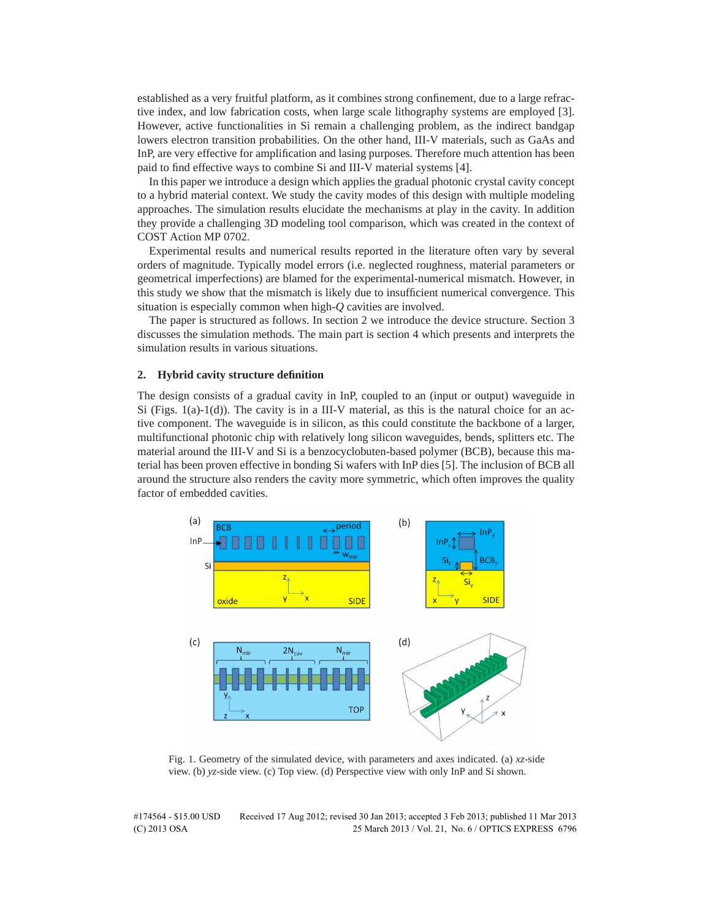established as a very fruitful platform, as it combines strong confinement, due to a large refractive index, and low fabrication costs, when large scale lithography systems are employed [3]. However, active functionalities in Si remain a challenging problem, as the indirect bandgap lowers electron transition probabilities. On the other hand, III-V materials, such as GaAs and InP, are very effective for amplification and lasing purposes. Therefore much attention has been paid to find effective ways to combine Si and III-V material systems [4].

In this paper we introduce a design which applies the gradual photonic crystal cavity concept to a hybrid material context. We study the cavity modes of this design with multiple modeling approaches. The simulation results elucidate the mechanisms at play in the cavity. In addition they provide a challenging 3D modeling tool comparison, which was created in the context of COST Action MP 0702.

Experimental results and numerical results reported in the literature often vary by several orders of magnitude. Typically model errors (i.e. neglected roughness, material parameters or geometrical imperfections) are blamed for the experimental-numerical mismatch. However, in this study we show that the mismatch is likely due to insufficient numerical convergence. This situation is especially common when high-$Q$ cavities are involved.

The paper is structured as follows. In section 2 we introduce the device structure. Section 3 discusses the simulation methods. The main part is section 4 which presents and interprets the simulation results in various situations.

## 2. Hybrid cavity structure definition

The design consists of a gradual cavity in InP, coupled to an (input or output) waveguide in Si (Figs. 1(a)-1(d)). The cavity is in a III-V material, as this is the natural choice for an active component. The waveguide is in silicon, as this could constitute the backbone of a larger, multifunctional photonic chip with relatively long silicon waveguides, bends, splitters etc. The material around the III-V and Si is a benzocyclobuten-based polymer (BCB), because this material has been proven effective in bonding Si wafers with InP dies [5]. The inclusion of BCB all around the structure also renders the cavity more symmetric, which often improves the quality factor of embedded cavities.

Fig. 1. Geometry of the simulated device, with parameters and axes indicated. (a) $xz$-side view. (b) $yz$-side view. (c) Top view. (d) Perspective view with only InP and Si shown.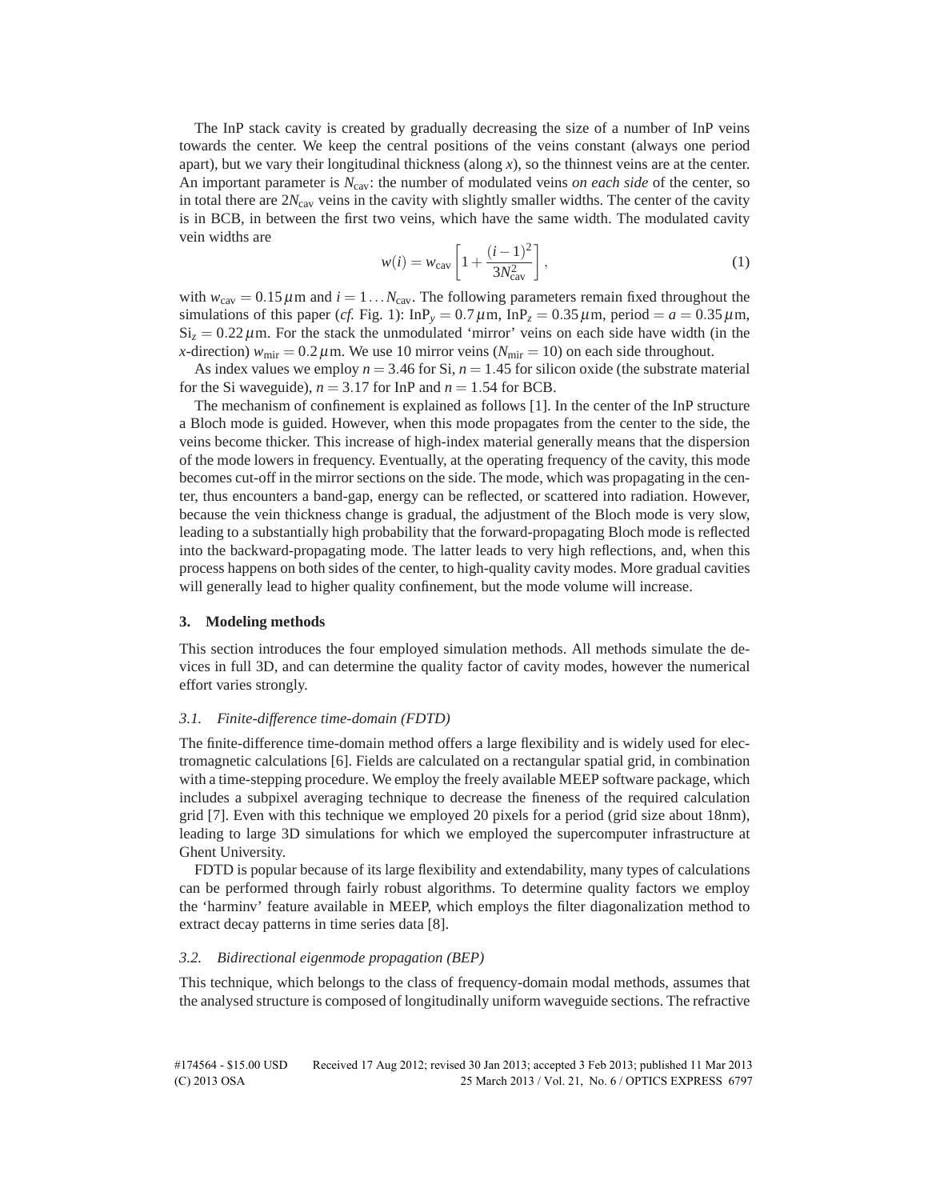The InP stack cavity is created by gradually decreasing the size of a number of InP veins towards the center. We keep the central positions of the veins constant (always one period apart), but we vary their longitudinal thickness (along $x$), so the thinnest veins are at the center. An important parameter is $N_{\mathrm{cav}}$: the number of modulated veins *on each side* of the center, so in total there are $2N_{\mathrm{cav}}$ veins in the cavity with slightly smaller widths. The center of the cavity is in BCB, in between the first two veins, which have the same width. The modulated cavity vein widths are

$$w(i) = w_{\mathrm{cav}} \left[ 1 + \frac{(i-1)^2}{3N_{\mathrm{cav}}^2} \right], \tag{1}$$

with $w_{\mathrm{cav}} = 0.15\,\mu\mathrm{m}$ and $i = 1 \ldots N_{\mathrm{cav}}$. The following parameters remain fixed throughout the simulations of this paper (*cf.* Fig. 1): $\mathrm{InP}_y = 0.7\,\mu\mathrm{m}$, $\mathrm{InP}_z = 0.35\,\mu\mathrm{m}$, period $= a = 0.35\,\mu\mathrm{m}$, $\mathrm{Si}_z = 0.22\,\mu\mathrm{m}$. For the stack the unmodulated 'mirror' veins on each side have width (in the $x$-direction) $w_{\mathrm{mir}} = 0.2\,\mu\mathrm{m}$. We use 10 mirror veins ($N_{\mathrm{mir}} = 10$) on each side throughout.

As index values we employ $n = 3.46$ for Si, $n = 1.45$ for silicon oxide (the substrate material for the Si waveguide), $n = 3.17$ for InP and $n = 1.54$ for BCB.

The mechanism of confinement is explained as follows [1]. In the center of the InP structure a Bloch mode is guided. However, when this mode propagates from the center to the side, the veins become thicker. This increase of high-index material generally means that the dispersion of the mode lowers in frequency. Eventually, at the operating frequency of the cavity, this mode becomes cut-off in the mirror sections on the side. The mode, which was propagating in the center, thus encounters a band-gap, energy can be reflected, or scattered into radiation. However, because the vein thickness change is gradual, the adjustment of the Bloch mode is very slow, leading to a substantially high probability that the forward-propagating Bloch mode is reflected into the backward-propagating mode. The latter leads to very high reflections, and, when this process happens on both sides of the center, to high-quality cavity modes. More gradual cavities will generally lead to higher quality confinement, but the mode volume will increase.

## 3. Modeling methods

This section introduces the four employed simulation methods. All methods simulate the devices in full 3D, and can determine the quality factor of cavity modes, however the numerical effort varies strongly.

### *3.1. Finite-difference time-domain (FDTD)*

The finite-difference time-domain method offers a large flexibility and is widely used for electromagnetic calculations [6]. Fields are calculated on a rectangular spatial grid, in combination with a time-stepping procedure. We employ the freely available MEEP software package, which includes a subpixel averaging technique to decrease the fineness of the required calculation grid [7]. Even with this technique we employed 20 pixels for a period (grid size about 18nm), leading to large 3D simulations for which we employed the supercomputer infrastructure at Ghent University.

FDTD is popular because of its large flexibility and extendability, many types of calculations can be performed through fairly robust algorithms. To determine quality factors we employ the 'harminv' feature available in MEEP, which employs the filter diagonalization method to extract decay patterns in time series data [8].

### *3.2. Bidirectional eigenmode propagation (BEP)*

This technique, which belongs to the class of frequency-domain modal methods, assumes that the analysed structure is composed of longitudinally uniform waveguide sections. The refractive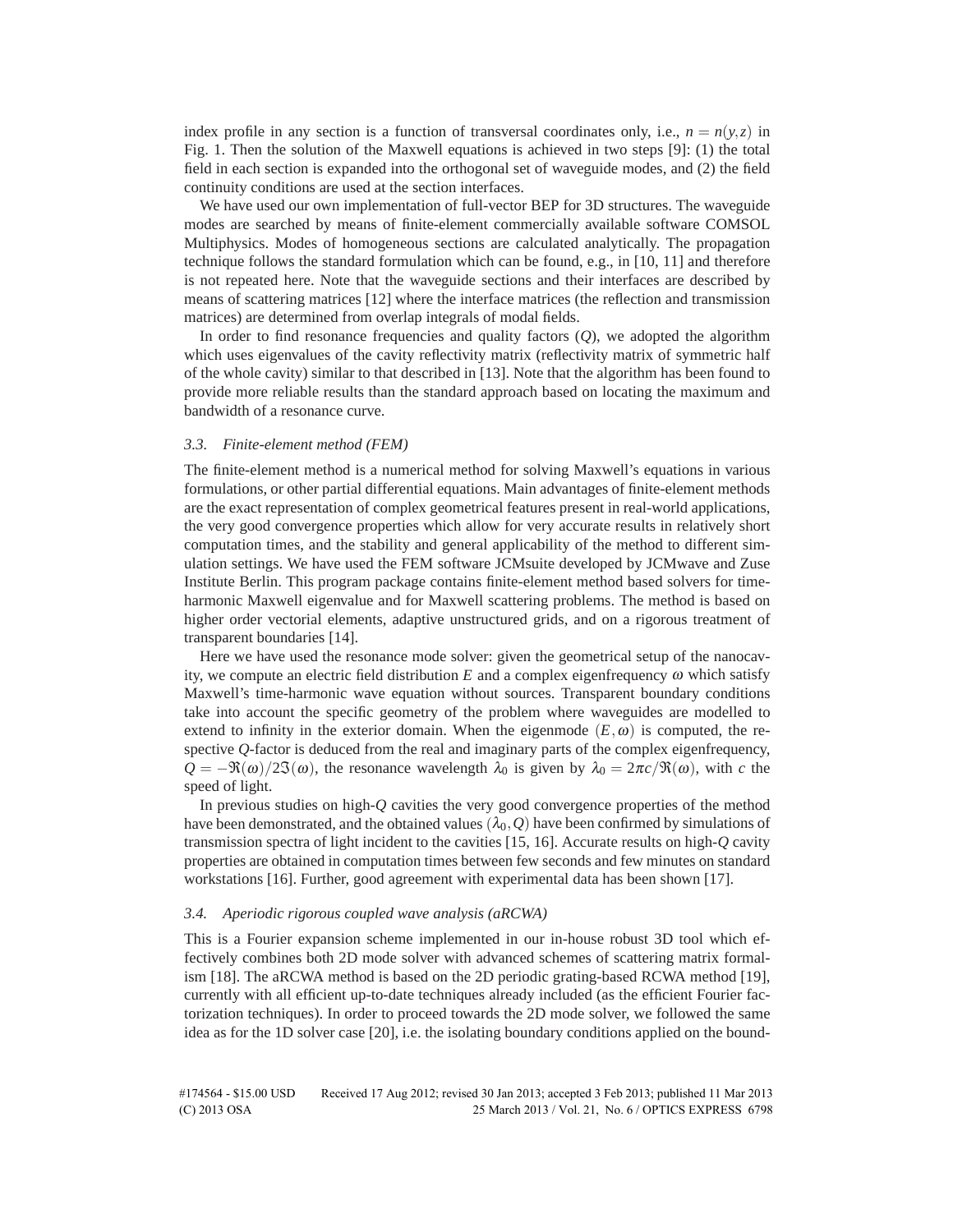index profile in any section is a function of transversal coordinates only, i.e., $n = n(y,z)$ in Fig. 1. Then the solution of the Maxwell equations is achieved in two steps [9]: (1) the total field in each section is expanded into the orthogonal set of waveguide modes, and (2) the field continuity conditions are used at the section interfaces.

We have used our own implementation of full-vector BEP for 3D structures. The waveguide modes are searched by means of finite-element commercially available software COMSOL Multiphysics. Modes of homogeneous sections are calculated analytically. The propagation technique follows the standard formulation which can be found, e.g., in [10, 11] and therefore is not repeated here. Note that the waveguide sections and their interfaces are described by means of scattering matrices [12] where the interface matrices (the reflection and transmission matrices) are determined from overlap integrals of modal fields.

In order to find resonance frequencies and quality factors ($Q$), we adopted the algorithm which uses eigenvalues of the cavity reflectivity matrix (reflectivity matrix of symmetric half of the whole cavity) similar to that described in [13]. Note that the algorithm has been found to provide more reliable results than the standard approach based on locating the maximum and bandwidth of a resonance curve.

### 3.3. Finite-element method (FEM)

The finite-element method is a numerical method for solving Maxwell's equations in various formulations, or other partial differential equations. Main advantages of finite-element methods are the exact representation of complex geometrical features present in real-world applications, the very good convergence properties which allow for very accurate results in relatively short computation times, and the stability and general applicability of the method to different simulation settings. We have used the FEM software JCMsuite developed by JCMwave and Zuse Institute Berlin. This program package contains finite-element method based solvers for time-harmonic Maxwell eigenvalue and for Maxwell scattering problems. The method is based on higher order vectorial elements, adaptive unstructured grids, and on a rigorous treatment of transparent boundaries [14].

Here we have used the resonance mode solver: given the geometrical setup of the nanocavity, we compute an electric field distribution $E$ and a complex eigenfrequency $\omega$ which satisfy Maxwell's time-harmonic wave equation without sources. Transparent boundary conditions take into account the specific geometry of the problem where waveguides are modelled to extend to infinity in the exterior domain. When the eigenmode $(E,\omega)$ is computed, the respective $Q$-factor is deduced from the real and imaginary parts of the complex eigenfrequency, $Q = -\Re(\omega)/2\Im(\omega)$, the resonance wavelength $\lambda_0$ is given by $\lambda_0 = 2\pi c/\Re(\omega)$, with $c$ the speed of light.

In previous studies on high-$Q$ cavities the very good convergence properties of the method have been demonstrated, and the obtained values $(\lambda_0, Q)$ have been confirmed by simulations of transmission spectra of light incident to the cavities [15, 16]. Accurate results on high-$Q$ cavity properties are obtained in computation times between few seconds and few minutes on standard workstations [16]. Further, good agreement with experimental data has been shown [17].

### 3.4. Aperiodic rigorous coupled wave analysis (aRCWA)

This is a Fourier expansion scheme implemented in our in-house robust 3D tool which effectively combines both 2D mode solver with advanced schemes of scattering matrix formalism [18]. The aRCWA method is based on the 2D periodic grating-based RCWA method [19], currently with all efficient up-to-date techniques already included (as the efficient Fourier factorization techniques). In order to proceed towards the 2D mode solver, we followed the same idea as for the 1D solver case [20], i.e. the isolating boundary conditions applied on the bound-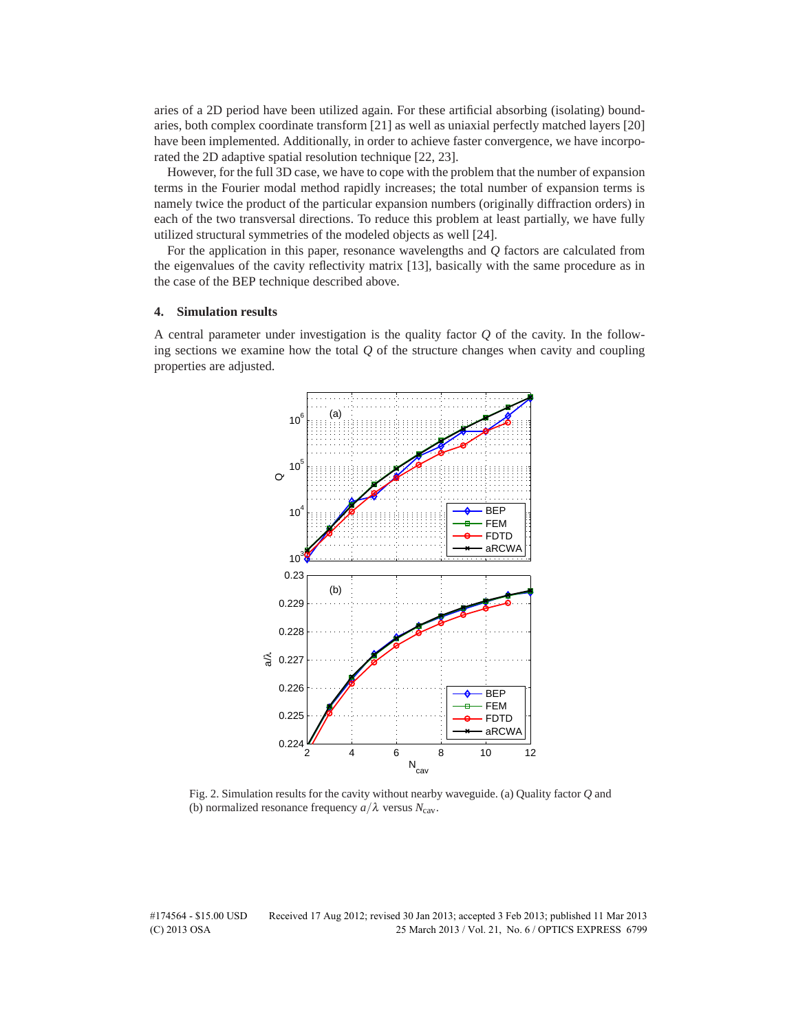aries of a 2D period have been utilized again. For these artificial absorbing (isolating) boundaries, both complex coordinate transform [21] as well as uniaxial perfectly matched layers [20] have been implemented. Additionally, in order to achieve faster convergence, we have incorporated the 2D adaptive spatial resolution technique [22, 23].

However, for the full 3D case, we have to cope with the problem that the number of expansion terms in the Fourier modal method rapidly increases; the total number of expansion terms is namely twice the product of the particular expansion numbers (originally diffraction orders) in each of the two transversal directions. To reduce this problem at least partially, we have fully utilized structural symmetries of the modeled objects as well [24].

For the application in this paper, resonance wavelengths and $Q$ factors are calculated from the eigenvalues of the cavity reflectivity matrix [13], basically with the same procedure as in the case of the BEP technique described above.

## 4. Simulation results

A central parameter under investigation is the quality factor $Q$ of the cavity. In the following sections we examine how the total $Q$ of the structure changes when cavity and coupling properties are adjusted.

Fig. 2. Simulation results for the cavity without nearby waveguide. (a) Quality factor $Q$ and (b) normalized resonance frequency $a/\lambda$ versus $N_{\text{cav}}$.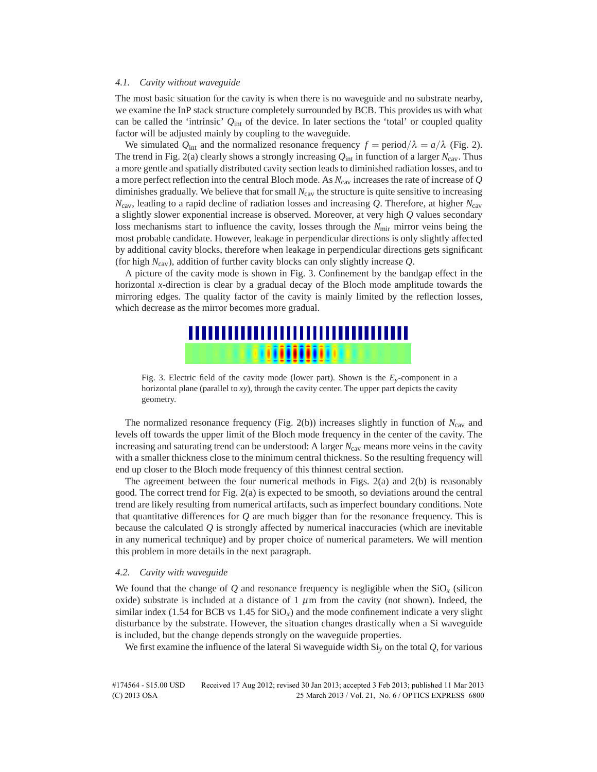### 4.1. Cavity without waveguide

The most basic situation for the cavity is when there is no waveguide and no substrate nearby, we examine the InP stack structure completely surrounded by BCB. This provides us with what can be called the 'intrinsic' $Q_{\text{int}}$ of the device. In later sections the 'total' or coupled quality factor will be adjusted mainly by coupling to the waveguide.

We simulated $Q_{\text{int}}$ and the normalized resonance frequency $f = \text{period}/\lambda = a/\lambda$ (Fig. 2). The trend in Fig. 2(a) clearly shows a strongly increasing $Q_{\text{int}}$ in function of a larger $N_{\text{cav}}$. Thus a more gentle and spatially distributed cavity section leads to diminished radiation losses, and to a more perfect reflection into the central Bloch mode. As $N_{\text{cav}}$ increases the rate of increase of $Q$ diminishes gradually. We believe that for small $N_{\text{cav}}$ the structure is quite sensitive to increasing $N_{\text{cav}}$, leading to a rapid decline of radiation losses and increasing $Q$. Therefore, at higher $N_{\text{cav}}$ a slightly slower exponential increase is observed. Moreover, at very high $Q$ values secondary loss mechanisms start to influence the cavity, losses through the $N_{\text{mir}}$ mirror veins being the most probable candidate. However, leakage in perpendicular directions is only slightly affected by additional cavity blocks, therefore when leakage in perpendicular directions gets significant (for high $N_{\text{cav}}$), addition of further cavity blocks can only slightly increase $Q$.

A picture of the cavity mode is shown in Fig. 3. Confinement by the bandgap effect in the horizontal $x$-direction is clear by a gradual decay of the Bloch mode amplitude towards the mirroring edges. The quality factor of the cavity is mainly limited by the reflection losses, which decrease as the mirror becomes more gradual.

Fig. 3. Electric field of the cavity mode (lower part). Shown is the $E_y$-component in a horizontal plane (parallel to $xy$), through the cavity center. The upper part depicts the cavity geometry.

The normalized resonance frequency (Fig. 2(b)) increases slightly in function of $N_{\text{cav}}$ and levels off towards the upper limit of the Bloch mode frequency in the center of the cavity. The increasing and saturating trend can be understood: A larger $N_{\text{cav}}$ means more veins in the cavity with a smaller thickness close to the minimum central thickness. So the resulting frequency will end up closer to the Bloch mode frequency of this thinnest central section.

The agreement between the four numerical methods in Figs. 2(a) and 2(b) is reasonably good. The correct trend for Fig. 2(a) is expected to be smooth, so deviations around the central trend are likely resulting from numerical artifacts, such as imperfect boundary conditions. Note that quantitative differences for $Q$ are much bigger than for the resonance frequency. This is because the calculated $Q$ is strongly affected by numerical inaccuracies (which are inevitable in any numerical technique) and by proper choice of numerical parameters. We will mention this problem in more details in the next paragraph.

### 4.2. Cavity with waveguide

We found that the change of $Q$ and resonance frequency is negligible when the $SiO_x$ (silicon oxide) substrate is included at a distance of 1 $\mu$m from the cavity (not shown). Indeed, the similar index (1.54 for BCB vs 1.45 for $SiO_x$) and the mode confinement indicate a very slight disturbance by the substrate. However, the situation changes drastically when a Si waveguide is included, but the change depends strongly on the waveguide properties.

We first examine the influence of the lateral Si waveguide width $Si_y$ on the total $Q$, for various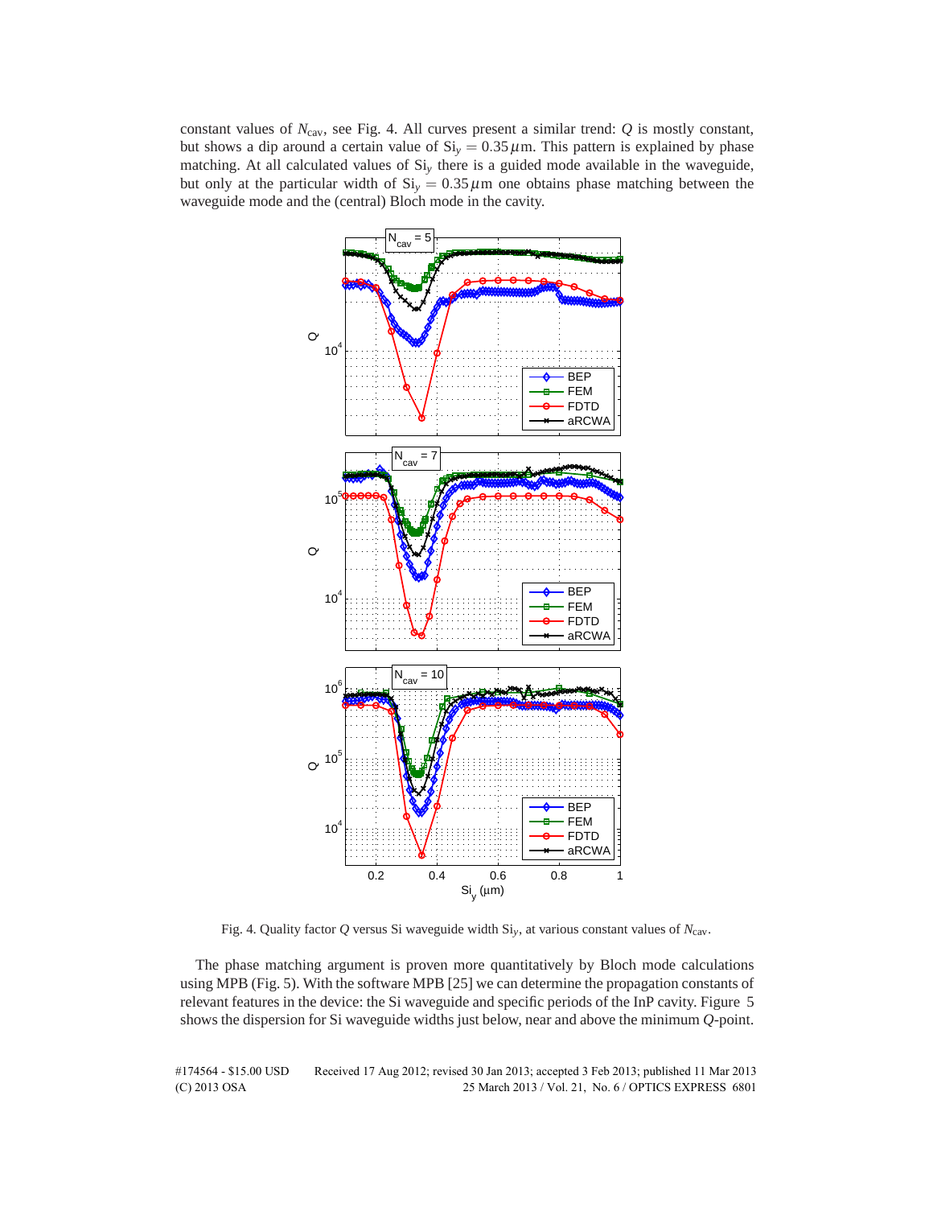constant values of $N_{\text{cav}}$, see Fig. 4. All curves present a similar trend: $Q$ is mostly constant, but shows a dip around a certain value of $\text{Si}_y = 0.35\,\mu\text{m}$. This pattern is explained by phase matching. At all calculated values of $\text{Si}_y$ there is a guided mode available in the waveguide, but only at the particular width of $\text{Si}_y = 0.35\,\mu\text{m}$ one obtains phase matching between the waveguide mode and the (central) Bloch mode in the cavity.

Fig. 4. Quality factor $Q$ versus Si waveguide width $\text{Si}_y$, at various constant values of $N_{\text{cav}}$.

The phase matching argument is proven more quantitatively by Bloch mode calculations using MPB (Fig. 5). With the software MPB [25] we can determine the propagation constants of relevant features in the device: the Si waveguide and specific periods of the InP cavity. Figure 5 shows the dispersion for Si waveguide widths just below, near and above the minimum $Q$-point.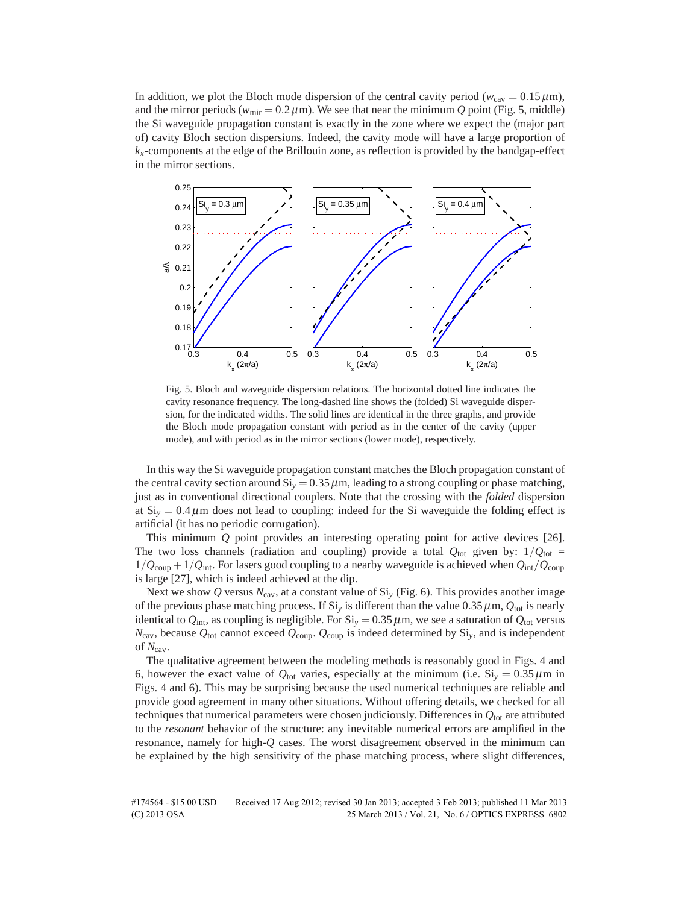In addition, we plot the Bloch mode dispersion of the central cavity period ($w_{\rm cav} = 0.15\,\mu$m), and the mirror periods ($w_{\rm mir} = 0.2\,\mu$m). We see that near the minimum $Q$ point (Fig. 5, middle) the Si waveguide propagation constant is exactly in the zone where we expect the (major part of) cavity Bloch section dispersions. Indeed, the cavity mode will have a large proportion of $k_x$-components at the edge of the Brillouin zone, as reflection is provided by the bandgap-effect in the mirror sections.

Fig. 5. Bloch and waveguide dispersion relations. The horizontal dotted line indicates the cavity resonance frequency. The long-dashed line shows the (folded) Si waveguide dispersion, for the indicated widths. The solid lines are identical in the three graphs, and provide the Bloch mode propagation constant with period as in the center of the cavity (upper mode), and with period as in the mirror sections (lower mode), respectively.

In this way the Si waveguide propagation constant matches the Bloch propagation constant of the central cavity section around $\mathrm{Si}_y = 0.35\,\mu$m, leading to a strong coupling or phase matching, just as in conventional directional couplers. Note that the crossing with the *folded* dispersion at $\mathrm{Si}_y = 0.4\,\mu$m does not lead to coupling: indeed for the Si waveguide the folding effect is artificial (it has no periodic corrugation).

This minimum $Q$ point provides an interesting operating point for active devices [26]. The two loss channels (radiation and coupling) provide a total $Q_{\rm tot}$ given by: $1/Q_{\rm tot} = 1/Q_{\rm coup} + 1/Q_{\rm int}$. For lasers good coupling to a nearby waveguide is achieved when $Q_{\rm int}/Q_{\rm coup}$ is large [27], which is indeed achieved at the dip.

Next we show $Q$ versus $N_{\rm cav}$, at a constant value of $\mathrm{Si}_y$ (Fig. 6). This provides another image of the previous phase matching process. If $\mathrm{Si}_y$ is different than the value $0.35\,\mu$m, $Q_{\rm tot}$ is nearly identical to $Q_{\rm int}$, as coupling is negligible. For $\mathrm{Si}_y = 0.35\,\mu$m, we see a saturation of $Q_{\rm tot}$ versus $N_{\rm cav}$, because $Q_{\rm tot}$ cannot exceed $Q_{\rm coup}$. $Q_{\rm coup}$ is indeed determined by $\mathrm{Si}_y$, and is independent of $N_{\rm cav}$.

The qualitative agreement between the modeling methods is reasonably good in Figs. 4 and 6, however the exact value of $Q_{\rm tot}$ varies, especially at the minimum (i.e. $\mathrm{Si}_y = 0.35\,\mu$m in Figs. 4 and 6). This may be surprising because the used numerical techniques are reliable and provide good agreement in many other situations. Without offering details, we checked for all techniques that numerical parameters were chosen judiciously. Differences in $Q_{\rm tot}$ are attributed to the *resonant* behavior of the structure: any inevitable numerical errors are amplified in the resonance, namely for high-$Q$ cases. The worst disagreement observed in the minimum can be explained by the high sensitivity of the phase matching process, where slight differences,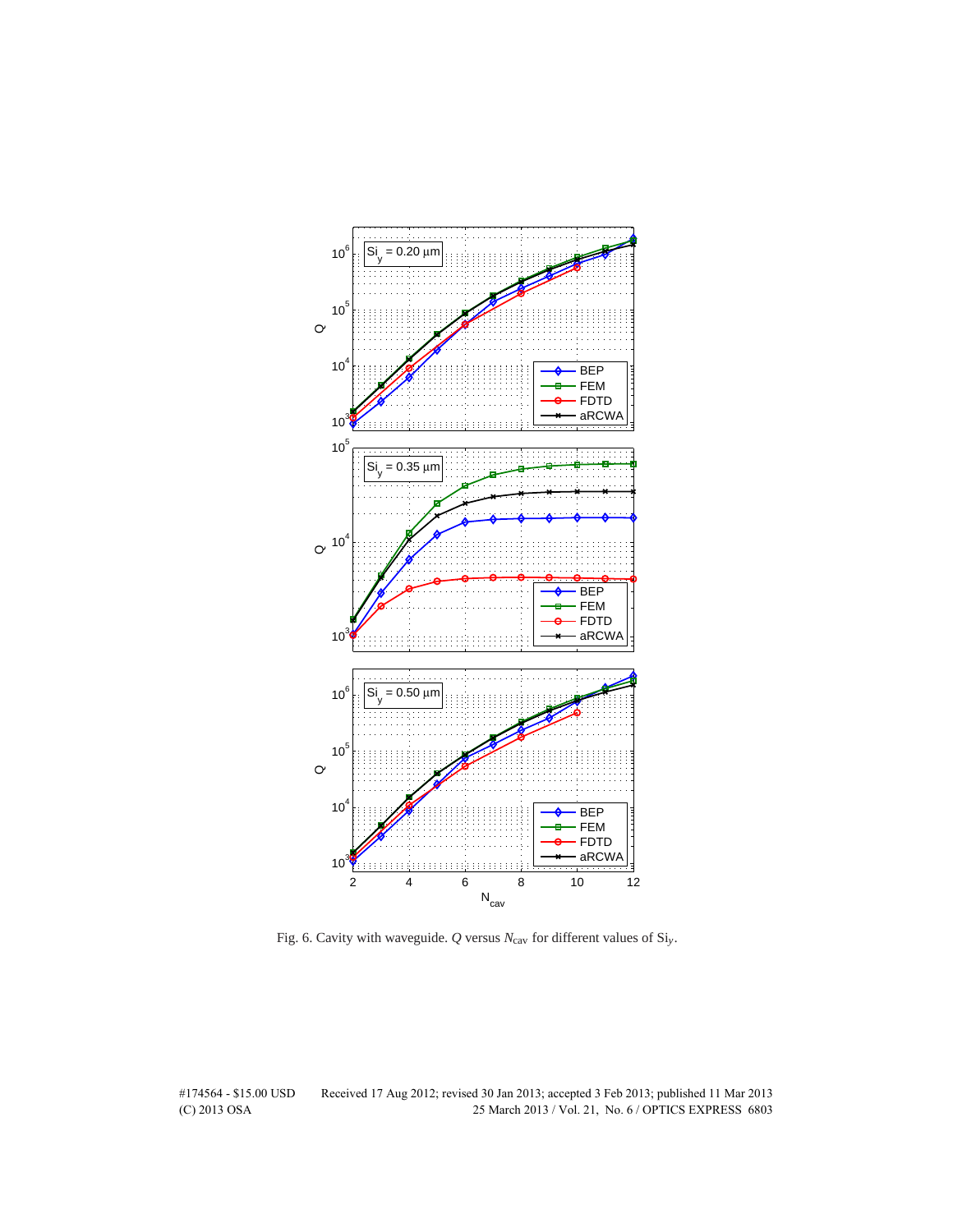Fig. 6. Cavity with waveguide. $Q$ versus $N_{cav}$ for different values of $Si_y$.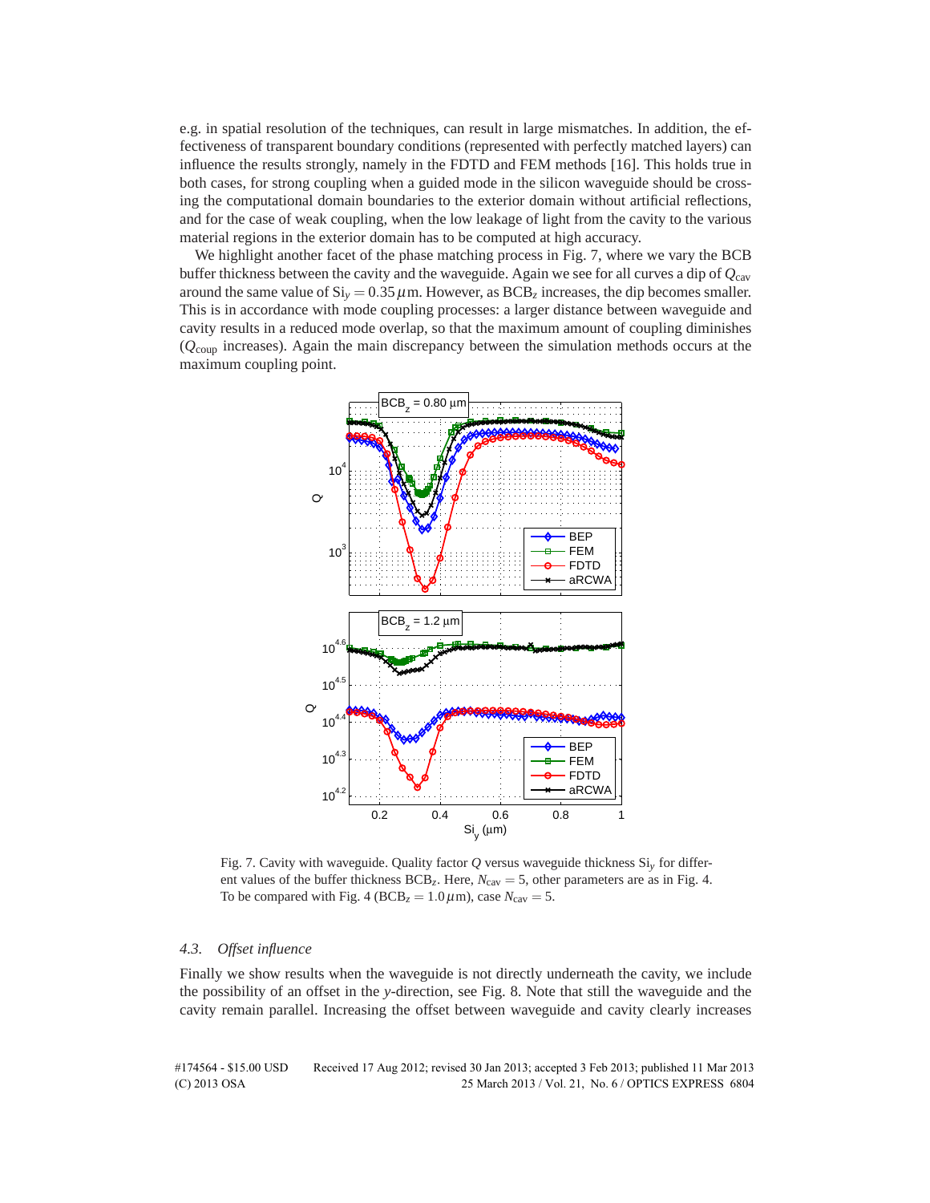e.g. in spatial resolution of the techniques, can result in large mismatches. In addition, the effectiveness of transparent boundary conditions (represented with perfectly matched layers) can influence the results strongly, namely in the FDTD and FEM methods [16]. This holds true in both cases, for strong coupling when a guided mode in the silicon waveguide should be crossing the computational domain boundaries to the exterior domain without artificial reflections, and for the case of weak coupling, when the low leakage of light from the cavity to the various material regions in the exterior domain has to be computed at high accuracy.

We highlight another facet of the phase matching process in Fig. 7, where we vary the BCB buffer thickness between the cavity and the waveguide. Again we see for all curves a dip of $Q_{\mathrm{cav}}$ around the same value of $\mathrm{Si}_y = 0.35\,\mu$m. However, as $\mathrm{BCB}_z$ increases, the dip becomes smaller. This is in accordance with mode coupling processes: a larger distance between waveguide and cavity results in a reduced mode overlap, so that the maximum amount of coupling diminishes ($Q_{\mathrm{coup}}$ increases). Again the main discrepancy between the simulation methods occurs at the maximum coupling point.

Fig. 7. Cavity with waveguide. Quality factor $Q$ versus waveguide thickness $\mathrm{Si}_y$ for different values of the buffer thickness $\mathrm{BCB}_z$. Here, $N_{\mathrm{cav}} = 5$, other parameters are as in Fig. 4. To be compared with Fig. 4 ($\mathrm{BCB}_z = 1.0\,\mu$m), case $N_{\mathrm{cav}} = 5$.

### 4.3. Offset influence

Finally we show results when the waveguide is not directly underneath the cavity, we include the possibility of an offset in the $y$-direction, see Fig. 8. Note that still the waveguide and the cavity remain parallel. Increasing the offset between waveguide and cavity clearly increases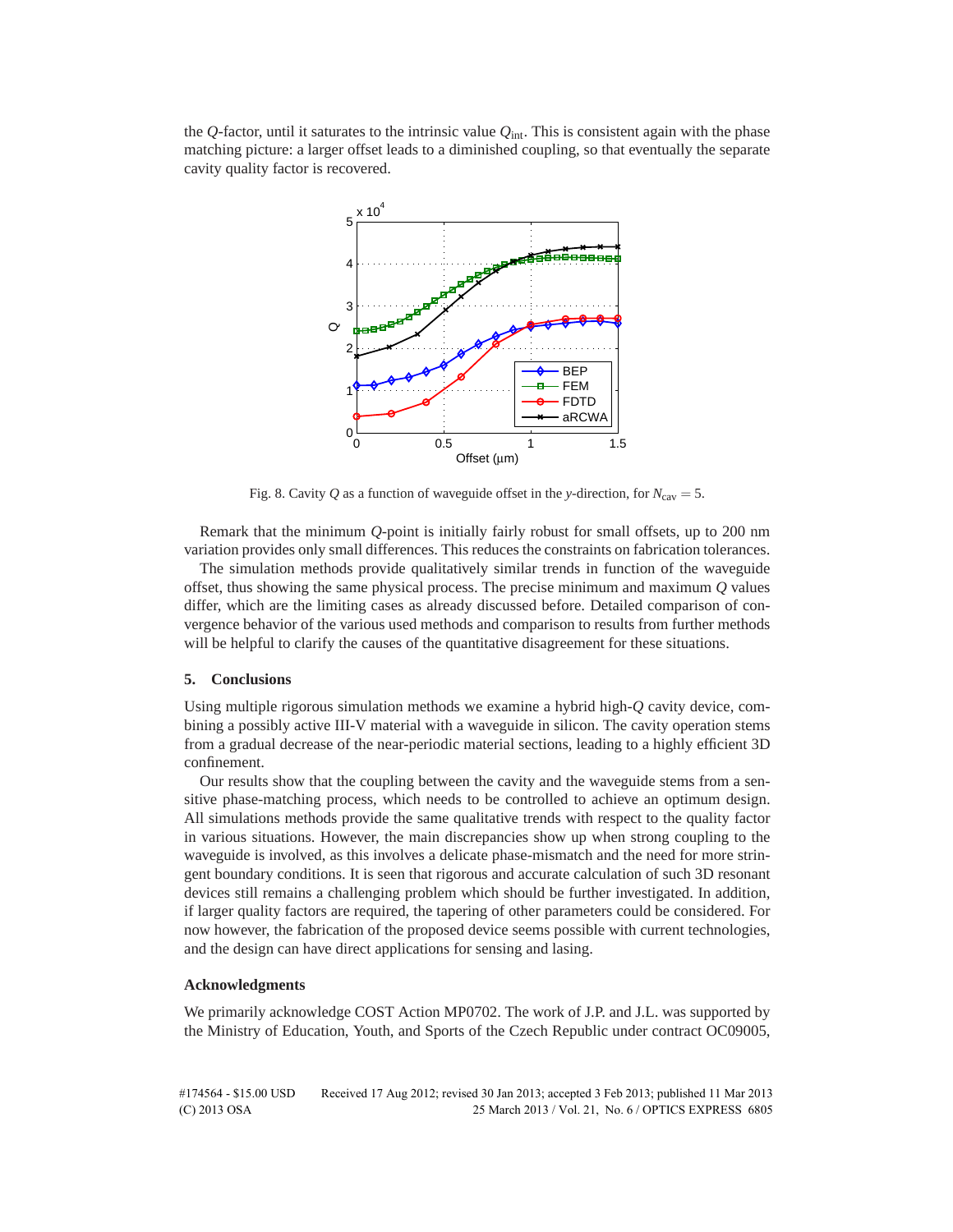the $Q$-factor, until it saturates to the intrinsic value $Q_{\text{int}}$. This is consistent again with the phase matching picture: a larger offset leads to a diminished coupling, so that eventually the separate cavity quality factor is recovered.

x 10^4
5
4
3
2
1
0
Q
0
0.5
1
1.5
Offset (μm)
BEP
FEM
FDTD
aRCWA

Fig. 8. Cavity $Q$ as a function of waveguide offset in the $y$-direction, for $N_{\text{cav}} = 5$.

Remark that the minimum $Q$-point is initially fairly robust for small offsets, up to 200 nm variation provides only small differences. This reduces the constraints on fabrication tolerances.

The simulation methods provide qualitatively similar trends in function of the waveguide offset, thus showing the same physical process. The precise minimum and maximum $Q$ values differ, which are the limiting cases as already discussed before. Detailed comparison of convergence behavior of the various used methods and comparison to results from further methods will be helpful to clarify the causes of the quantitative disagreement for these situations.

## 5. Conclusions

Using multiple rigorous simulation methods we examine a hybrid high-$Q$ cavity device, combining a possibly active III-V material with a waveguide in silicon. The cavity operation stems from a gradual decrease of the near-periodic material sections, leading to a highly efficient 3D confinement.

Our results show that the coupling between the cavity and the waveguide stems from a sensitive phase-matching process, which needs to be controlled to achieve an optimum design. All simulations methods provide the same qualitative trends with respect to the quality factor in various situations. However, the main discrepancies show up when strong coupling to the waveguide is involved, as this involves a delicate phase-mismatch and the need for more stringent boundary conditions. It is seen that rigorous and accurate calculation of such 3D resonant devices still remains a challenging problem which should be further investigated. In addition, if larger quality factors are required, the tapering of other parameters could be considered. For now however, the fabrication of the proposed device seems possible with current technologies, and the design can have direct applications for sensing and lasing.

### Acknowledgments

We primarily acknowledge COST Action MP0702. The work of J.P. and J.L. was supported by the Ministry of Education, Youth, and Sports of the Czech Republic under contract OC09005,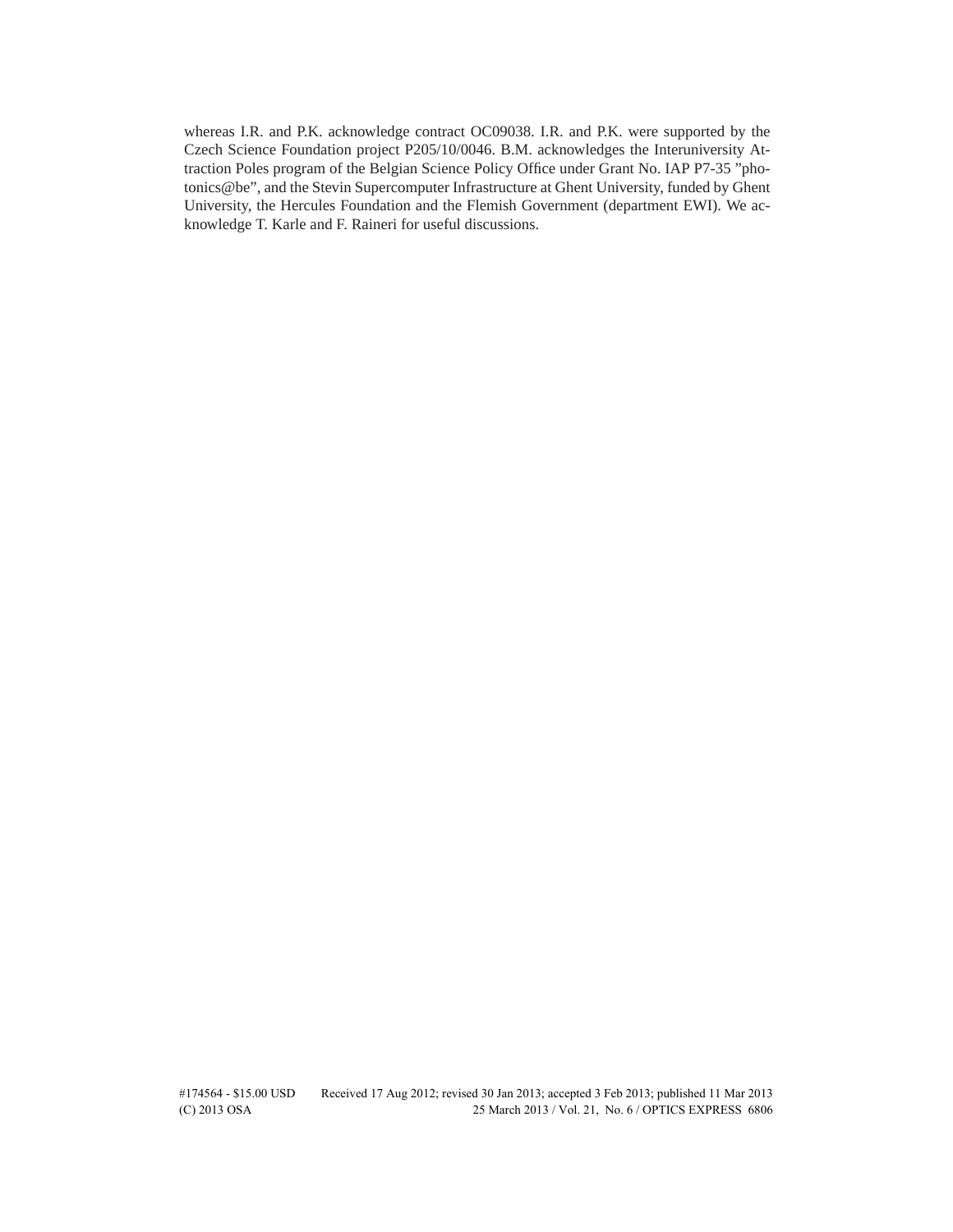whereas I.R. and P.K. acknowledge contract OC09038. I.R. and P.K. were supported by the Czech Science Foundation project P205/10/0046. B.M. acknowledges the Interuniversity Attraction Poles program of the Belgian Science Policy Office under Grant No. IAP P7-35 ”photonics@be”, and the Stevin Supercomputer Infrastructure at Ghent University, funded by Ghent University, the Hercules Foundation and the Flemish Government (department EWI). We acknowledge T. Karle and F. Raineri for useful discussions.